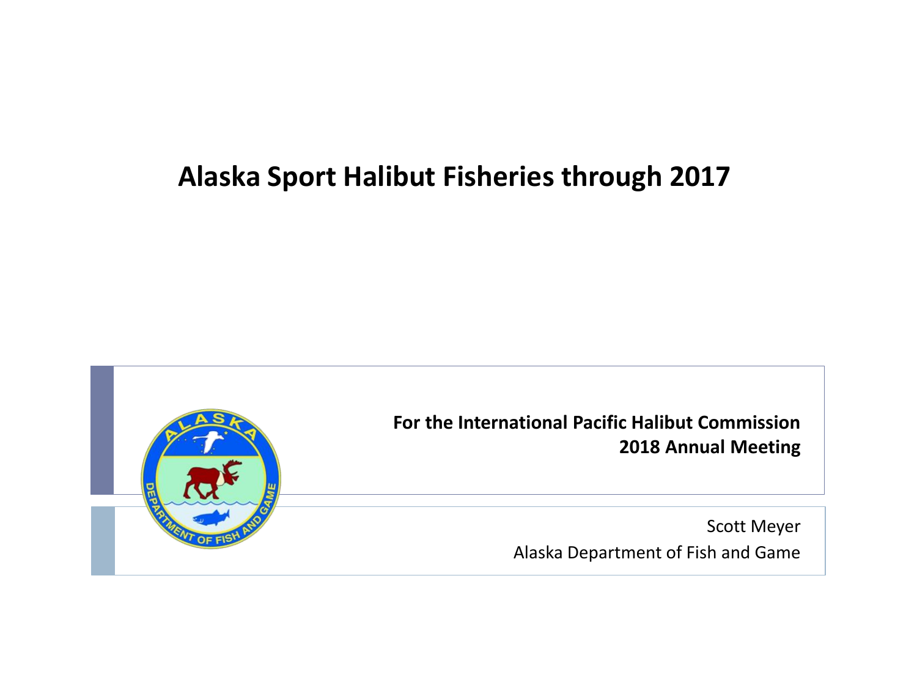# Alaska Sport Halibut Fisheries through 2017

**For the International Pacific Halibut Commission**
**2018 Annual Meeting**

Scott Meyer
Alaska Department of Fish and Game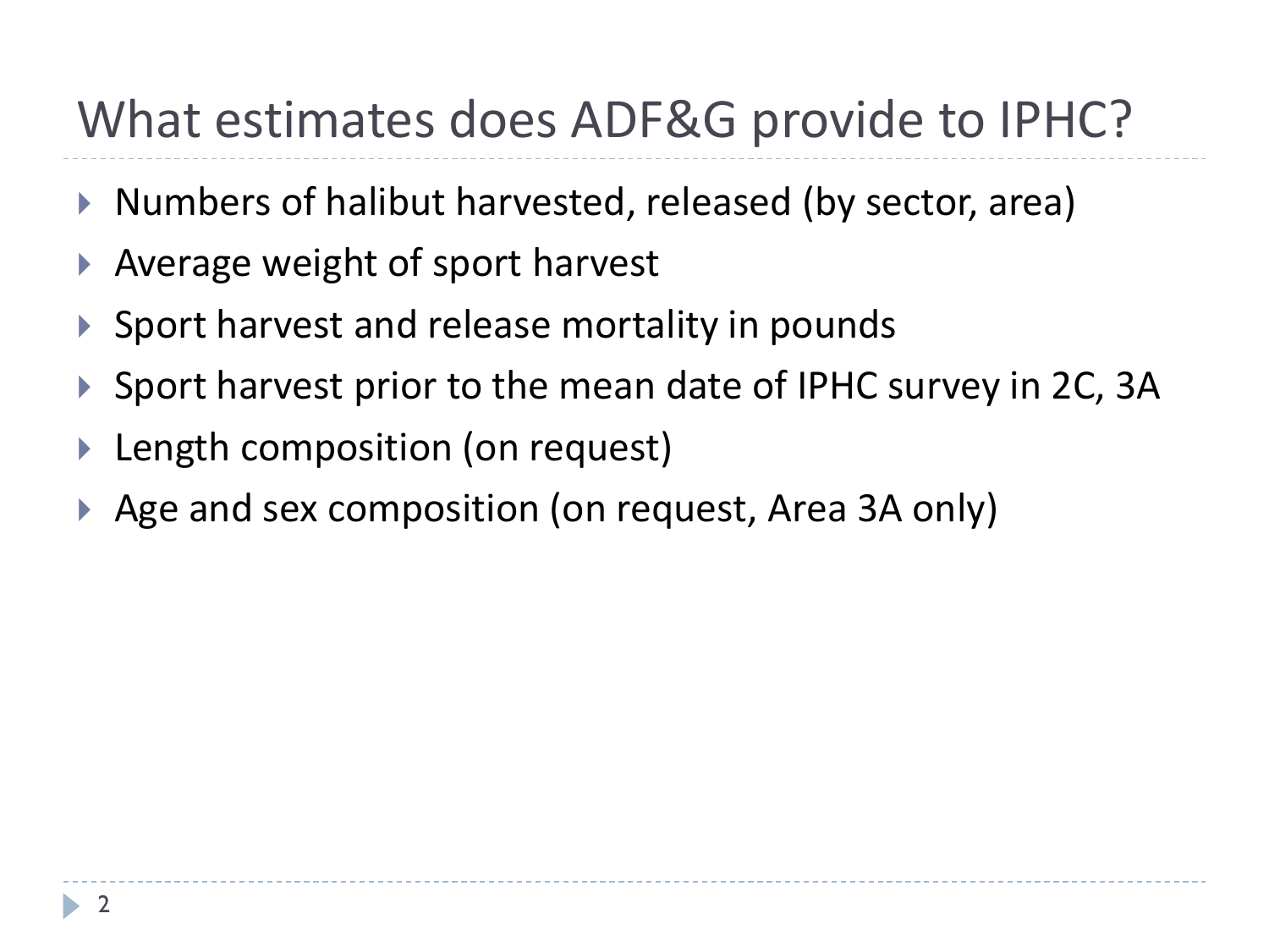# What estimates does ADF&G provide to IPHC?

- Numbers of halibut harvested, released (by sector, area)
- Average weight of sport harvest
- Sport harvest and release mortality in pounds
- Sport harvest prior to the mean date of IPHC survey in 2C, 3A
- Length composition (on request)
- Age and sex composition (on request, Area 3A only)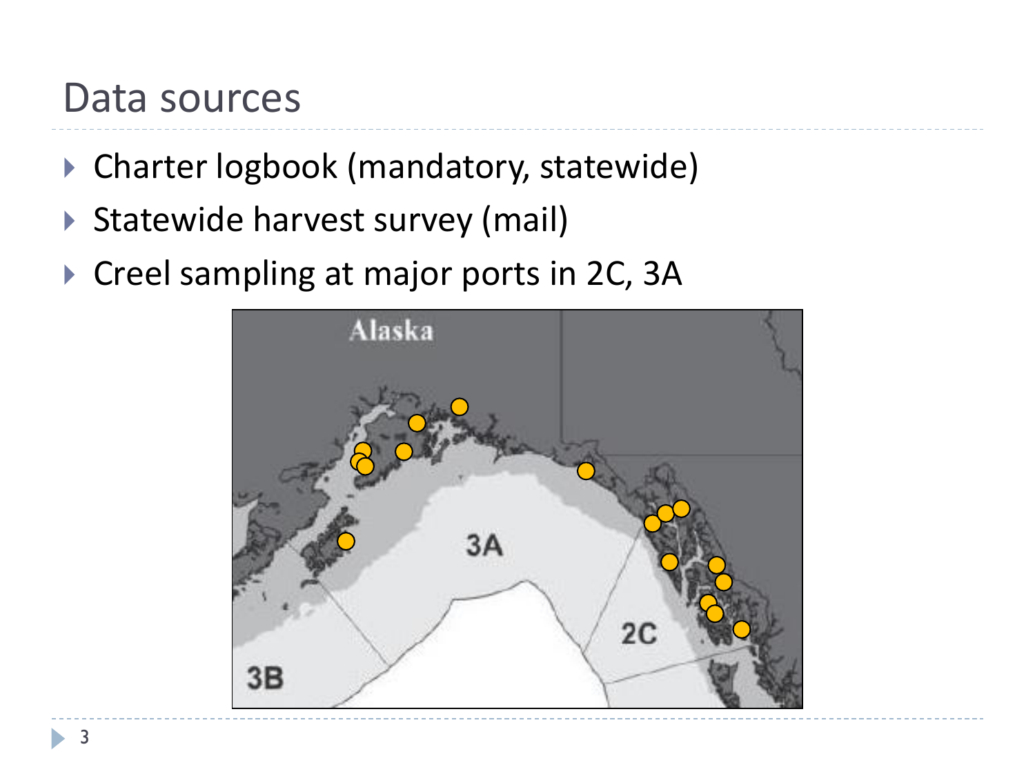# Data sources

- Charter logbook (mandatory, statewide)
- Statewide harvest survey (mail)
- Creel sampling at major ports in 2C, 3A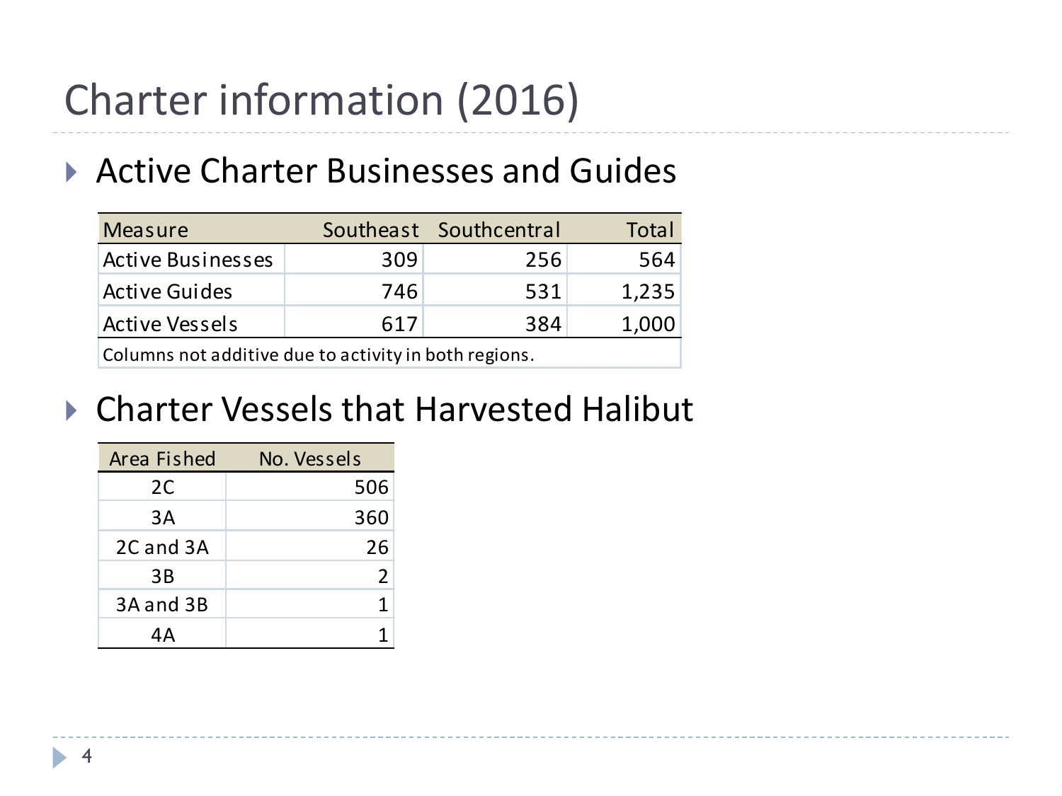# Charter information (2016)

- Active Charter Businesses and Guides

| Measure | Southeast | Southcentral | Total |
| --- | --- | --- | --- |
| Active Businesses | 309 | 256 | 564 |
| Active Guides | 746 | 531 | 1,235 |
| Active Vessels | 617 | 384 | 1,000 |
| Columns not additive due to activity in both regions. | | | |

- Charter Vessels that Harvested Halibut

| Area Fished | No. Vessels |
| --- | --- |
| 2C | 506 |
| 3A | 360 |
| 2C and 3A | 26 |
| 3B | 2 |
| 3A and 3B | 1 |
| 4A | 1 |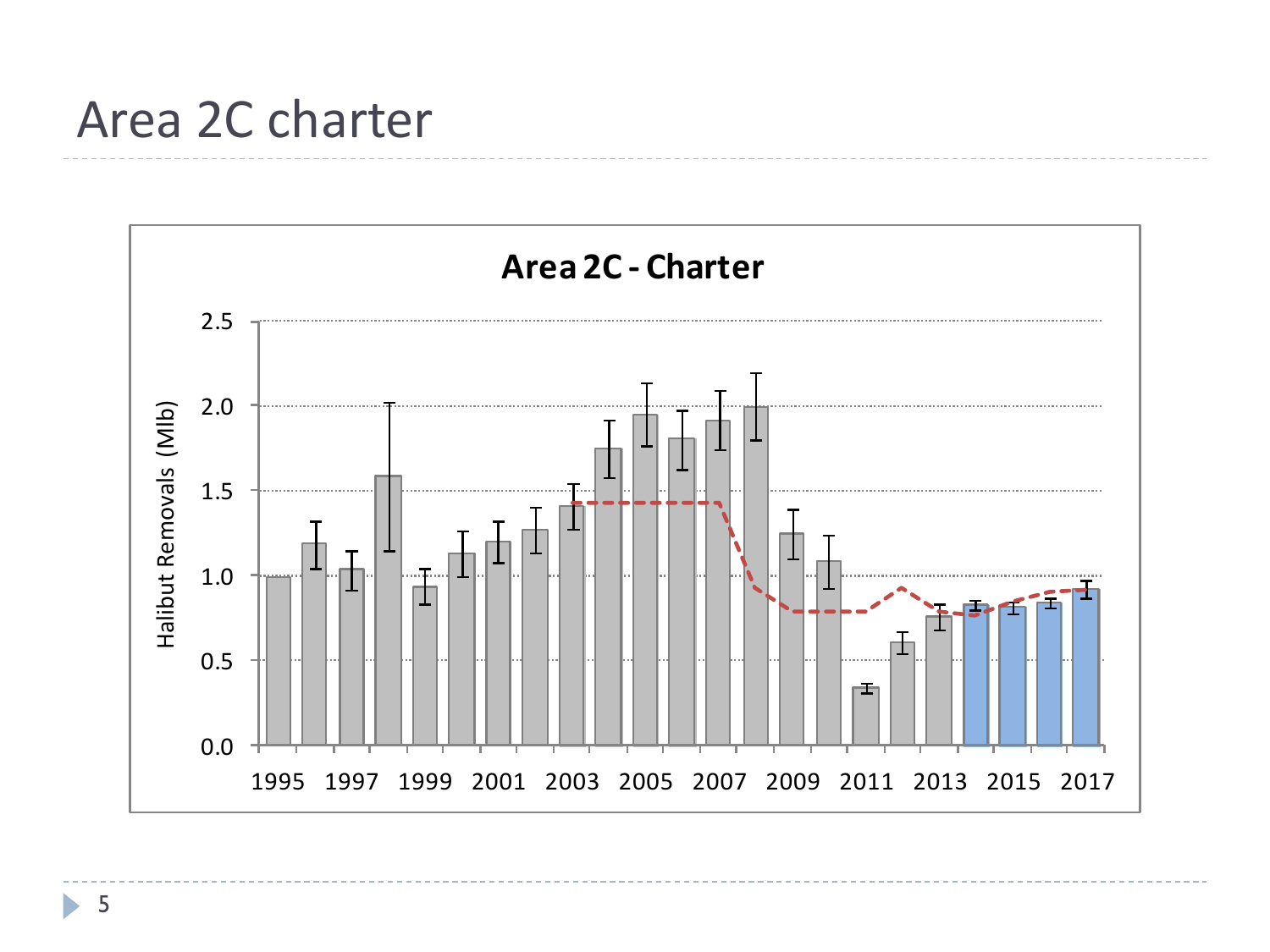# Area 2C charter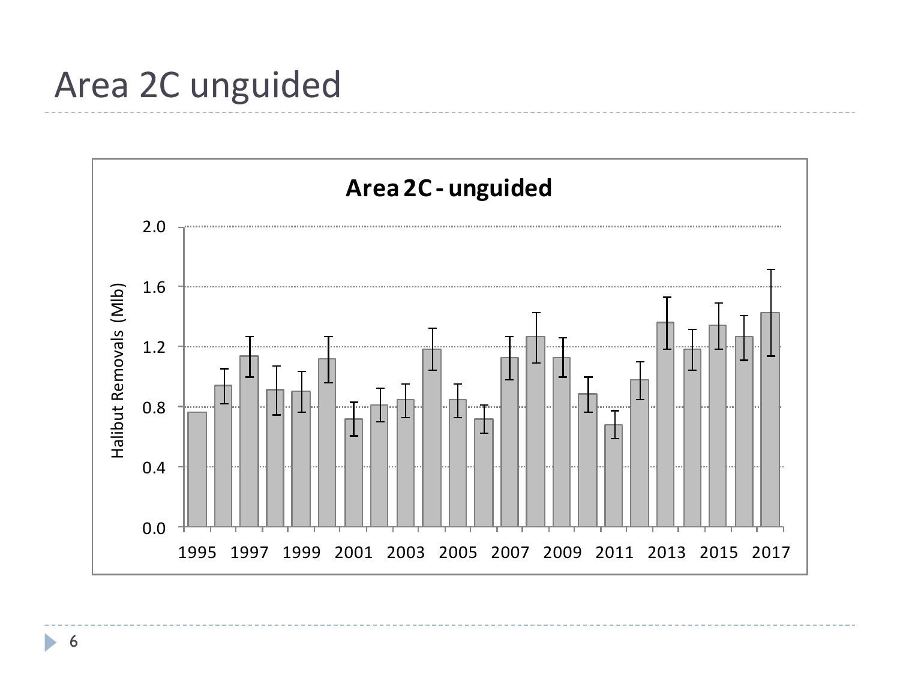# Area 2C unguided

**Area 2C - unguided**

Halibut Removals (Mlb)

2.0
1.6
1.2
0.8
0.4
0.0

1995 1997 1999 2001 2003 2005 2007 2009 2011 2013 2015 2017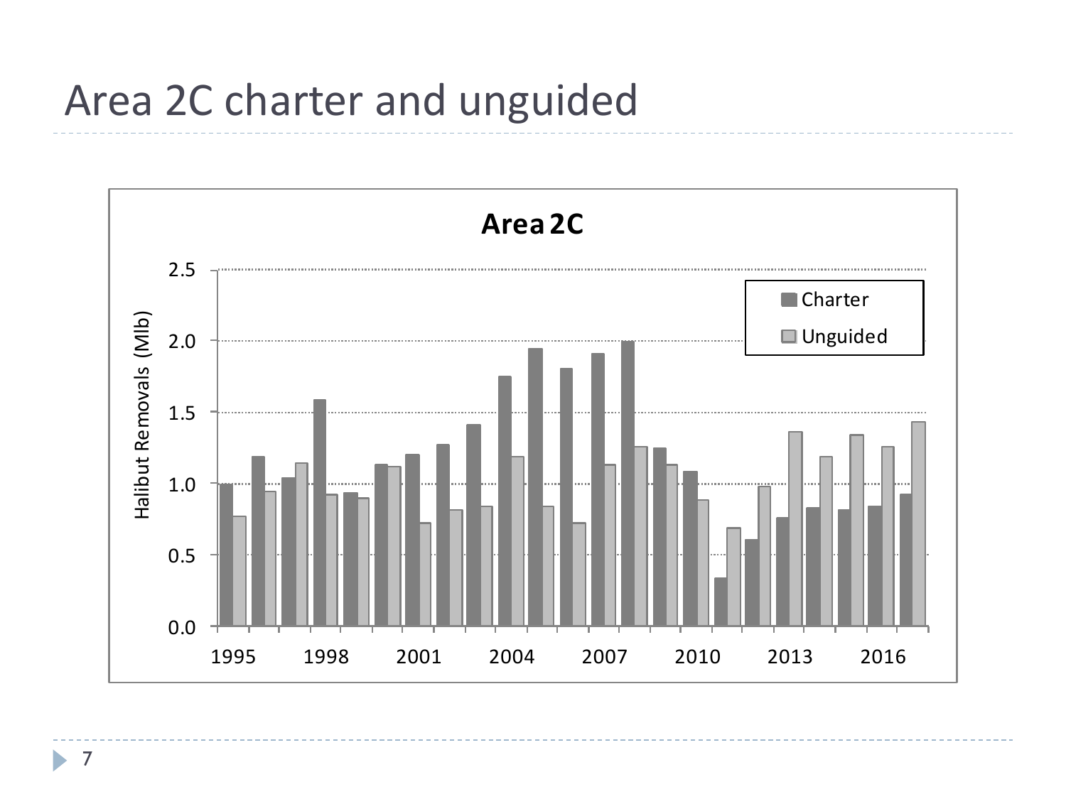# Area 2C charter and unguided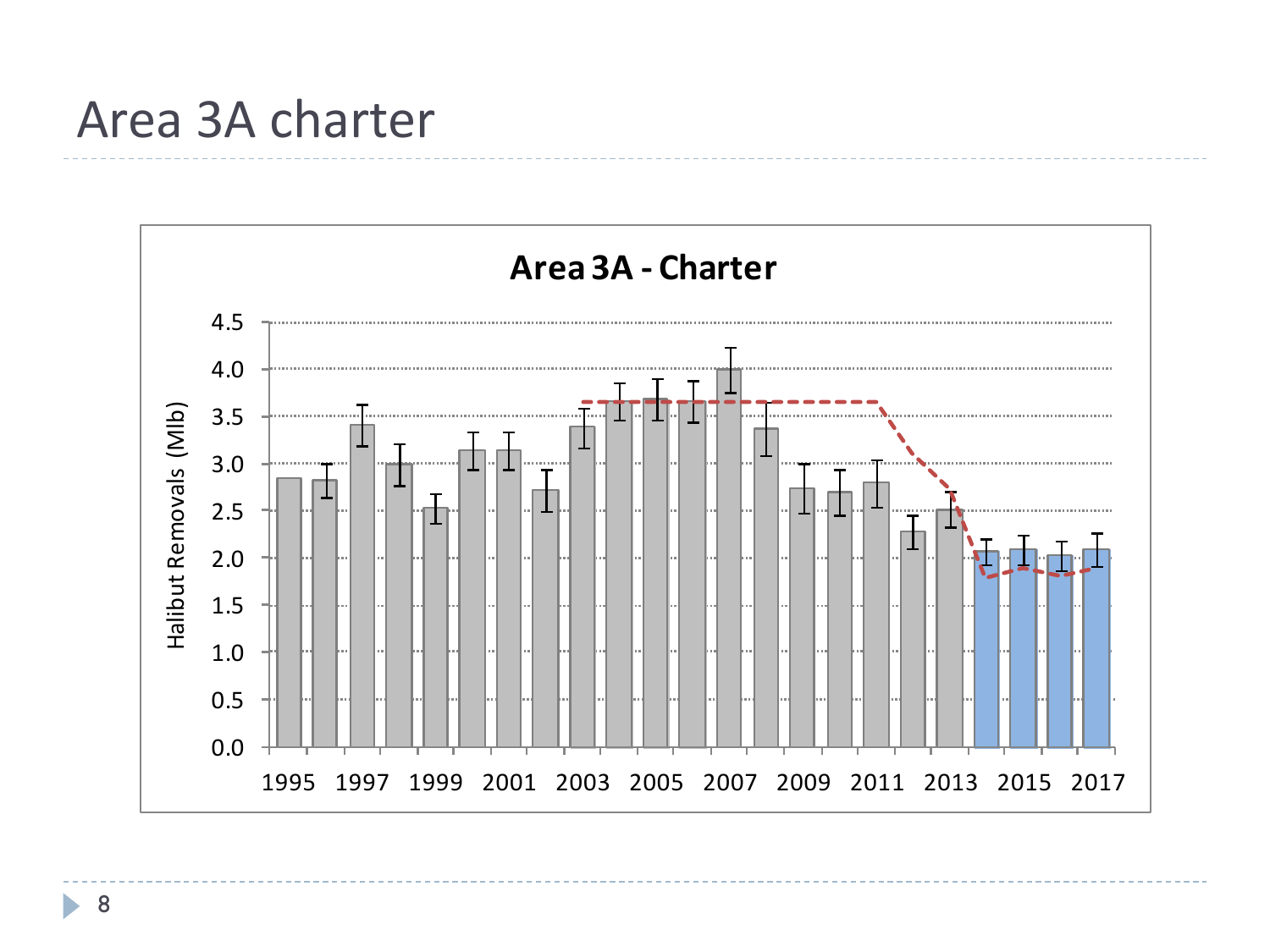# Area 3A charter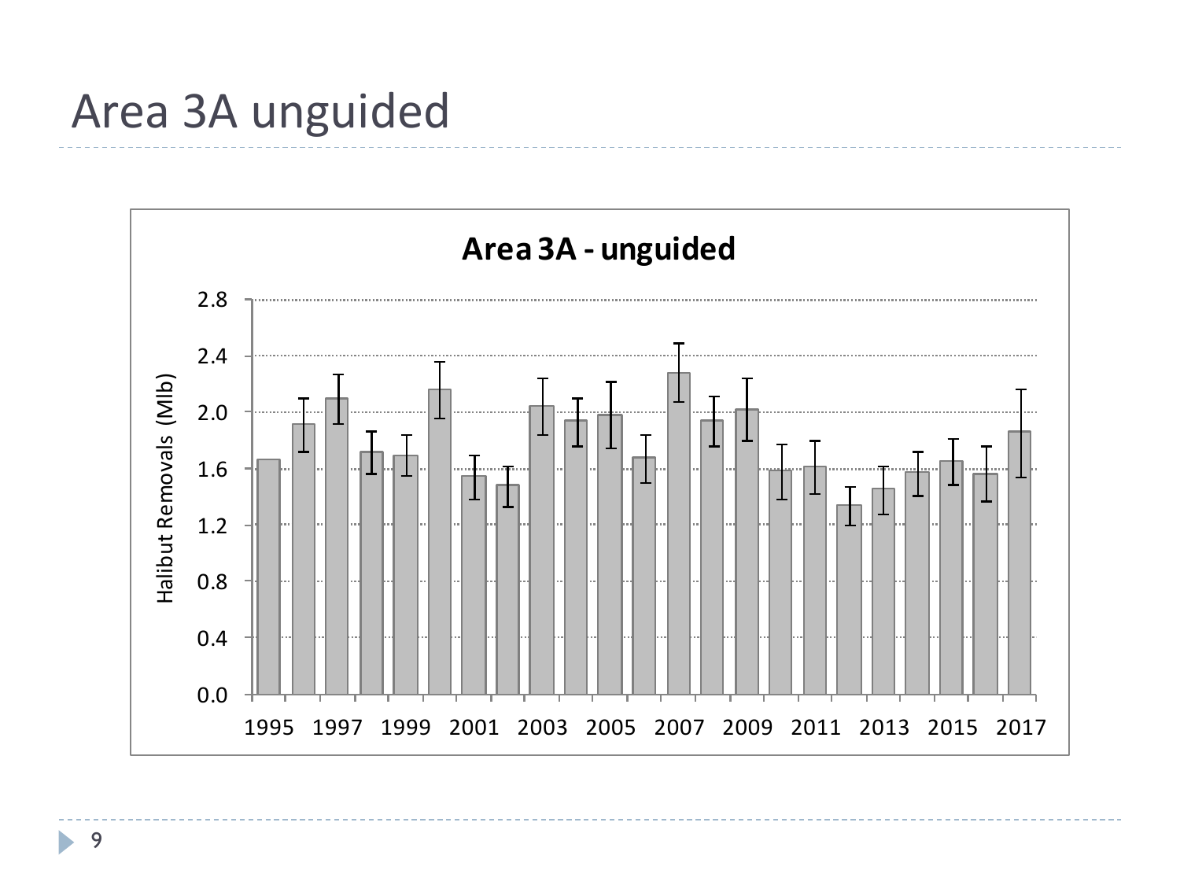# Area 3A unguided

**Area 3A - unguided**

Halibut Removals (Mlb)

2.8
2.4
2.0
1.6
1.2
0.8
0.4
0.0

1995 1997 1999 2001 2003 2005 2007 2009 2011 2013 2015 2017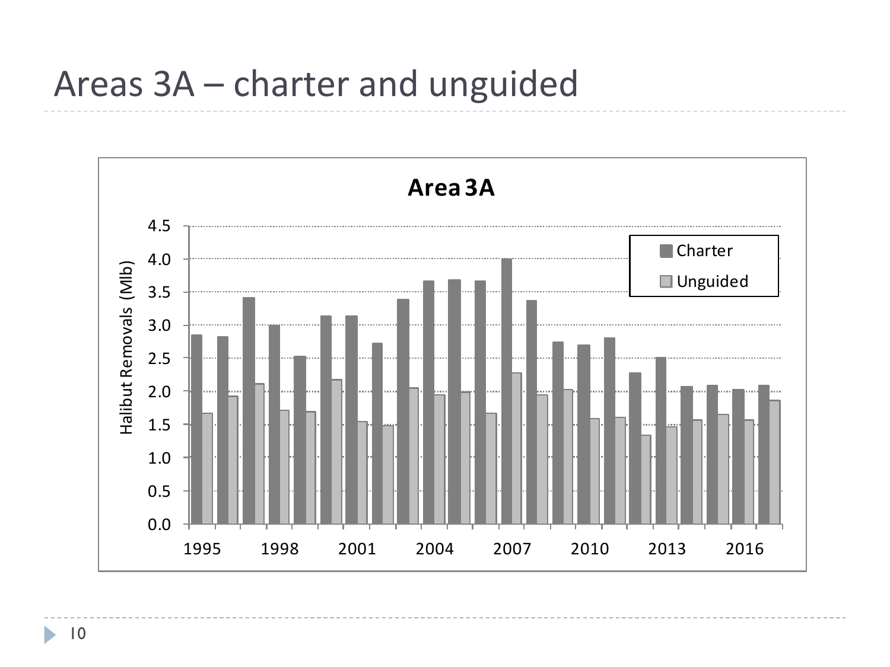# Areas 3A – charter and unguided

**Area 3A**

Halibut Removals (Mlb)

Charter

Unguided

4.5
4.0
3.5
3.0
2.5
2.0
1.5
1.0
0.5
0.0

1995 1998 2001 2004 2007 2010 2013 2016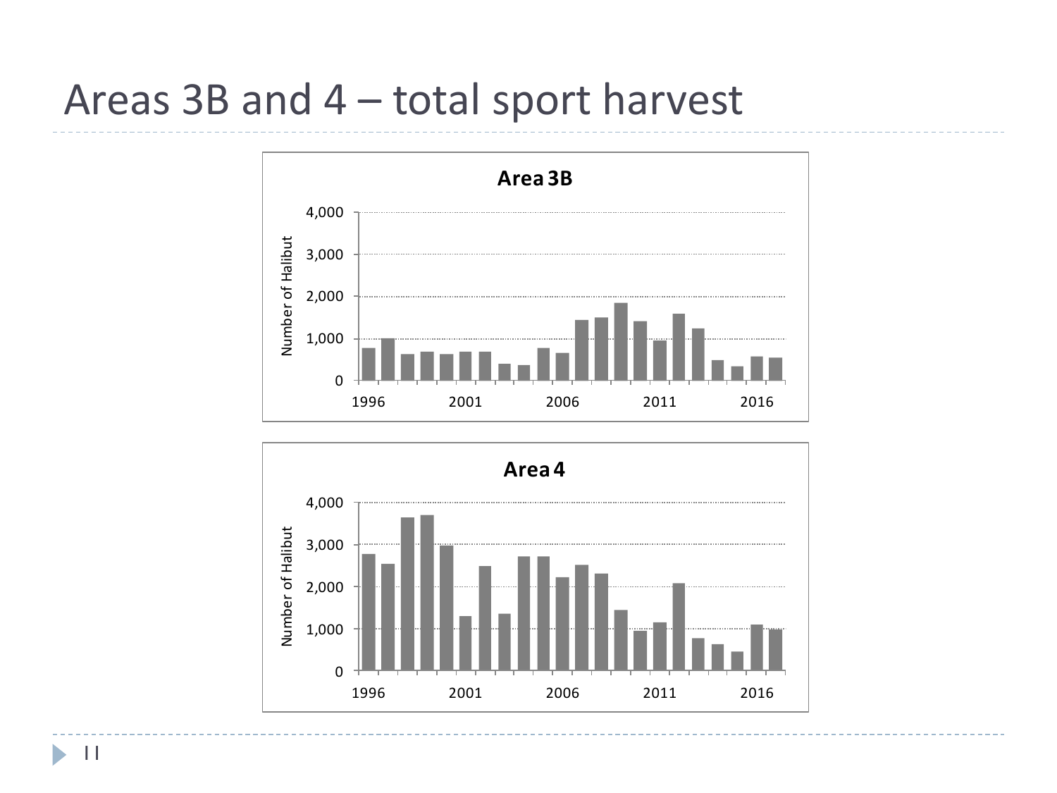# Areas 3B and 4 – total sport harvest

**Area 3B**

Number of Halibut

4,000
3,000
2,000
1,000
0

1996 2001 2006 2011 2016

**Area 4**

Number of Halibut

4,000
3,000
2,000
1,000
0

1996 2001 2006 2011 2016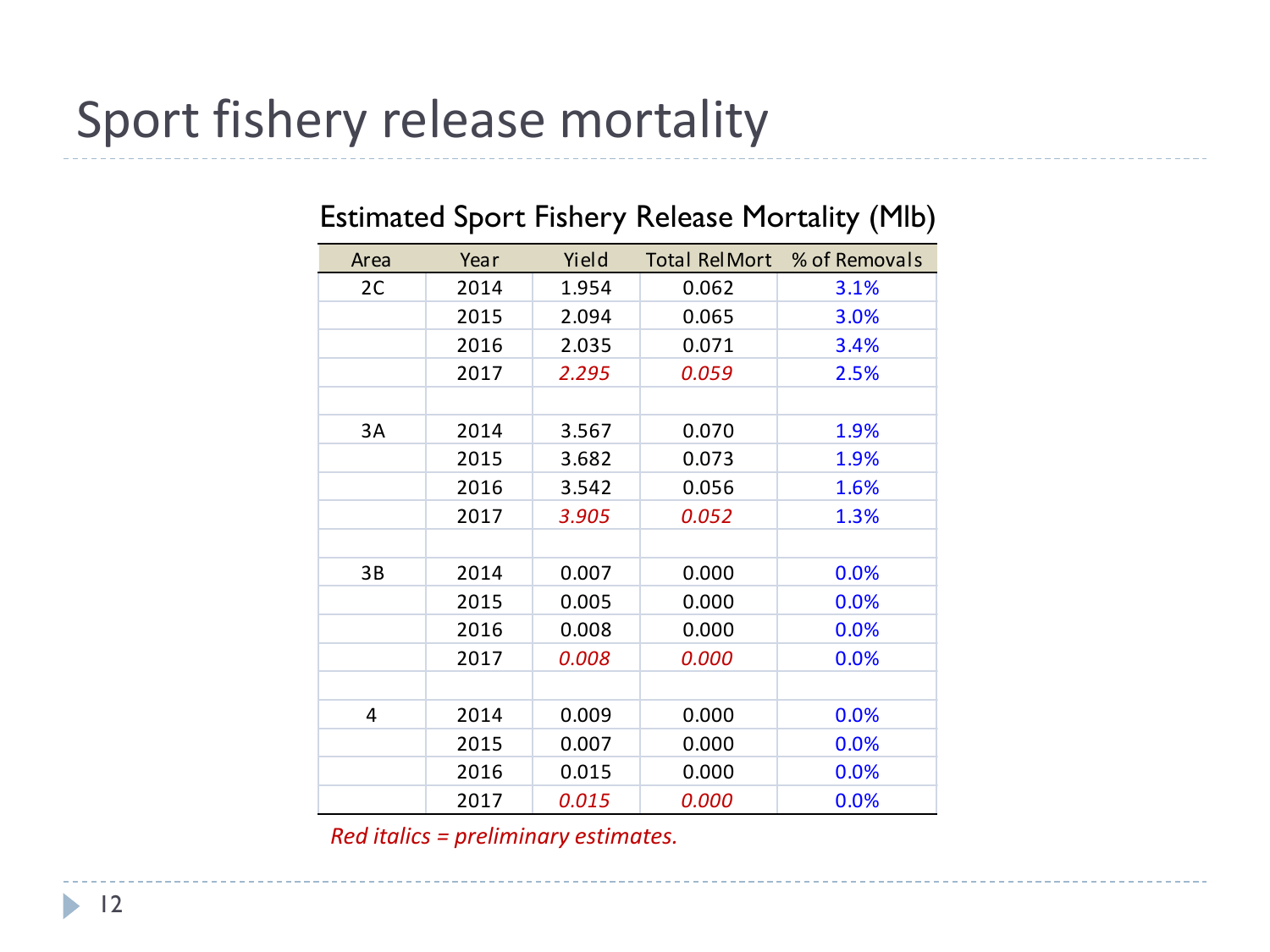# Sport fishery release mortality

## Estimated Sport Fishery Release Mortality (Mlb)

| Area | Year | Yield | Total RelMort | % of Removals |
|---|---|---|---|---|
| 2C | 2014 | 1.954 | 0.062 | 3.1% |
| | 2015 | 2.094 | 0.065 | 3.0% |
| | 2016 | 2.035 | 0.071 | 3.4% |
| | 2017 | *2.295* | *0.059* | 2.5% |
| | | | | |
| 3A | 2014 | 3.567 | 0.070 | 1.9% |
| | 2015 | 3.682 | 0.073 | 1.9% |
| | 2016 | 3.542 | 0.056 | 1.6% |
| | 2017 | *3.905* | *0.052* | 1.3% |
| | | | | |
| 3B | 2014 | 0.007 | 0.000 | 0.0% |
| | 2015 | 0.005 | 0.000 | 0.0% |
| | 2016 | 0.008 | 0.000 | 0.0% |
| | 2017 | *0.008* | *0.000* | 0.0% |
| | | | | |
| 4 | 2014 | 0.009 | 0.000 | 0.0% |
| | 2015 | 0.007 | 0.000 | 0.0% |
| | 2016 | 0.015 | 0.000 | 0.0% |
| | 2017 | *0.015* | *0.000* | 0.0% |

*Red italics = preliminary estimates.*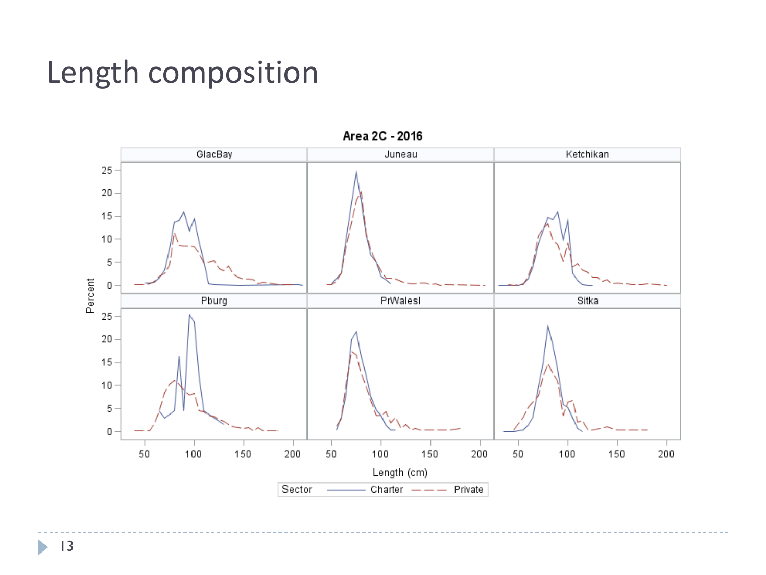# Length composition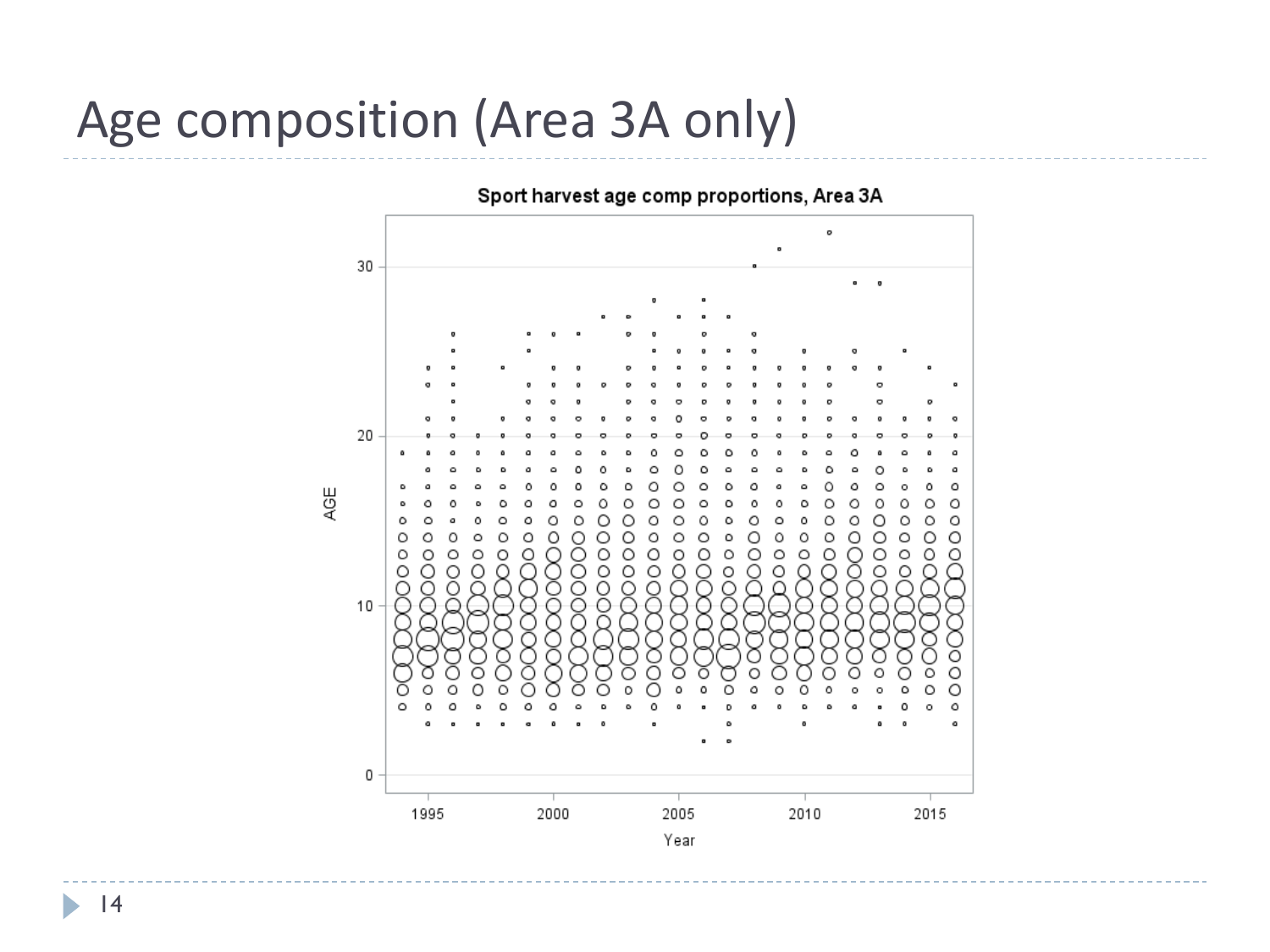# Age composition (Area 3A only)

Sport harvest age comp proportions, Area 3A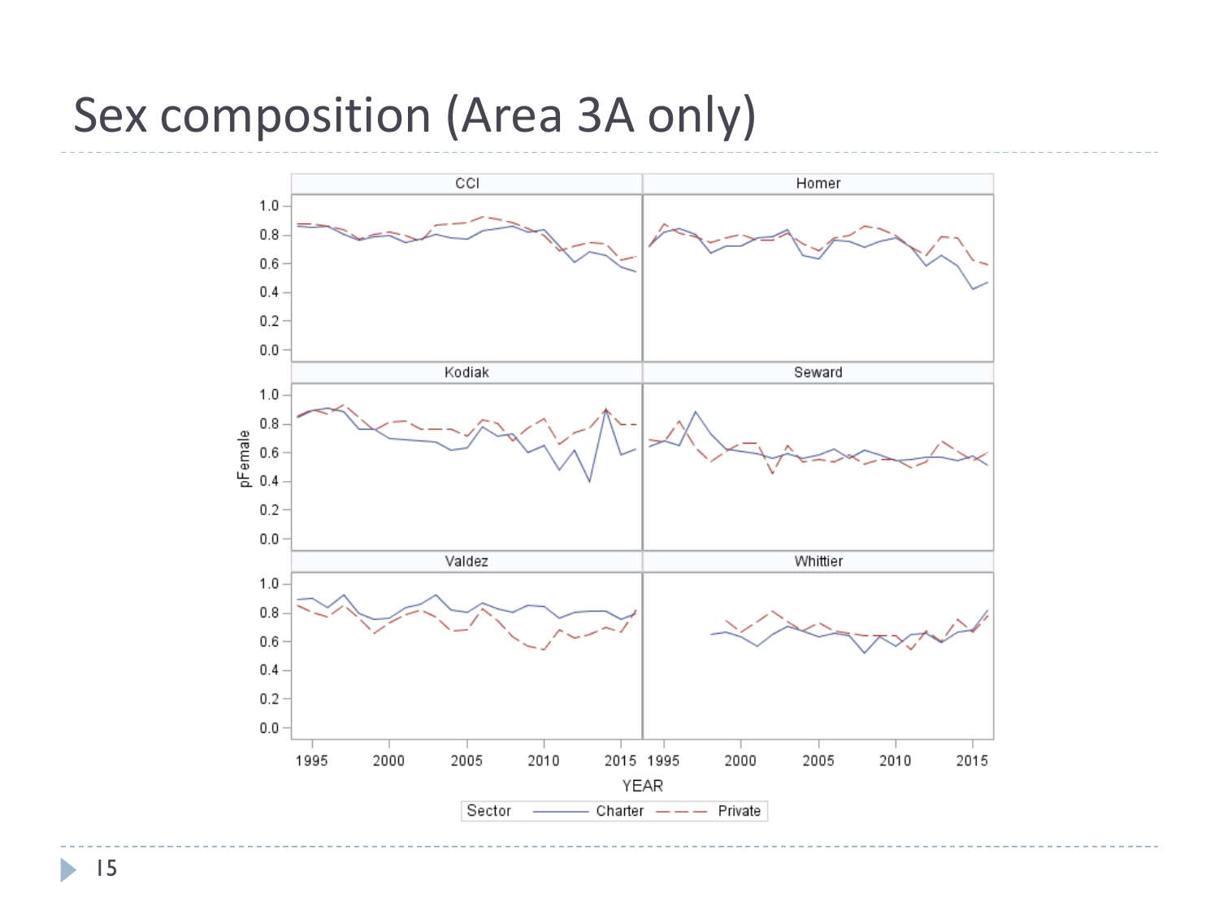# Sex composition (Area 3A only)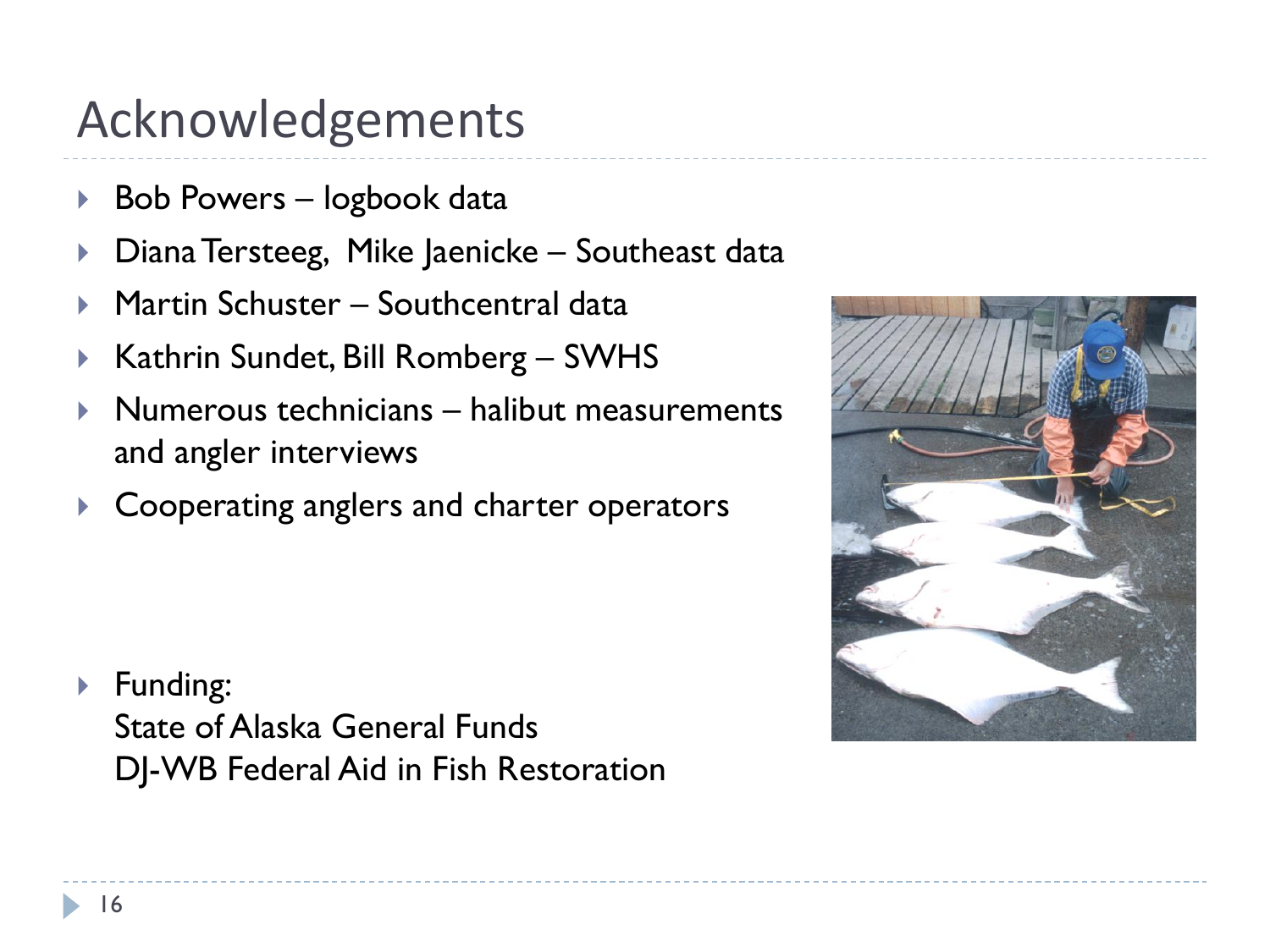# Acknowledgements

- Bob Powers – logbook data
- Diana Tersteeg, Mike Jaenicke – Southeast data
- Martin Schuster – Southcentral data
- Kathrin Sundet, Bill Romberg – SWHS
- Numerous technicians – halibut measurements and angler interviews
- Cooperating anglers and charter operators
- Funding:
  State of Alaska General Funds
  DJ-WB Federal Aid in Fish Restoration